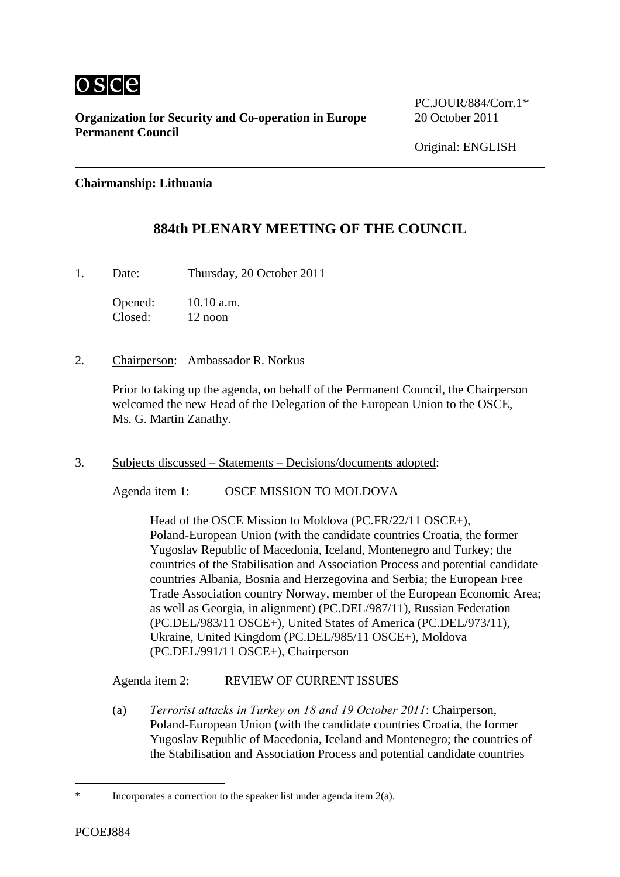osce

**Organization for Security and Co-operation in Europe**
**Permanent Council**

PC.JOUR/884/Corr.1*
20 October 2011

Original: ENGLISH

---

**Chairmanship: Lithuania**

## 884th PLENARY MEETING OF THE COUNCIL

1. Date: Thursday, 20 October 2011

   Opened: 10.10 a.m.
   Closed: 12 noon

2. Chairperson: Ambassador R. Norkus

   Prior to taking up the agenda, on behalf of the Permanent Council, the Chairperson welcomed the new Head of the Delegation of the European Union to the OSCE, Ms. G. Martin Zanathy.

3. Subjects discussed – Statements – Decisions/documents adopted:

   Agenda item 1: OSCE MISSION TO MOLDOVA

   Head of the OSCE Mission to Moldova (PC.FR/22/11 OSCE+), Poland-European Union (with the candidate countries Croatia, the former Yugoslav Republic of Macedonia, Iceland, Montenegro and Turkey; the countries of the Stabilisation and Association Process and potential candidate countries Albania, Bosnia and Herzegovina and Serbia; the European Free Trade Association country Norway, member of the European Economic Area; as well as Georgia, in alignment) (PC.DEL/987/11), Russian Federation (PC.DEL/983/11 OSCE+), United States of America (PC.DEL/973/11), Ukraine, United Kingdom (PC.DEL/985/11 OSCE+), Moldova (PC.DEL/991/11 OSCE+), Chairperson

   Agenda item 2: REVIEW OF CURRENT ISSUES

   (a) *Terrorist attacks in Turkey on 18 and 19 October 2011*: Chairperson, Poland-European Union (with the candidate countries Croatia, the former Yugoslav Republic of Macedonia, Iceland and Montenegro; the countries of the Stabilisation and Association Process and potential candidate countries

---

\* Incorporates a correction to the speaker list under agenda item 2(a).

PCOEJ884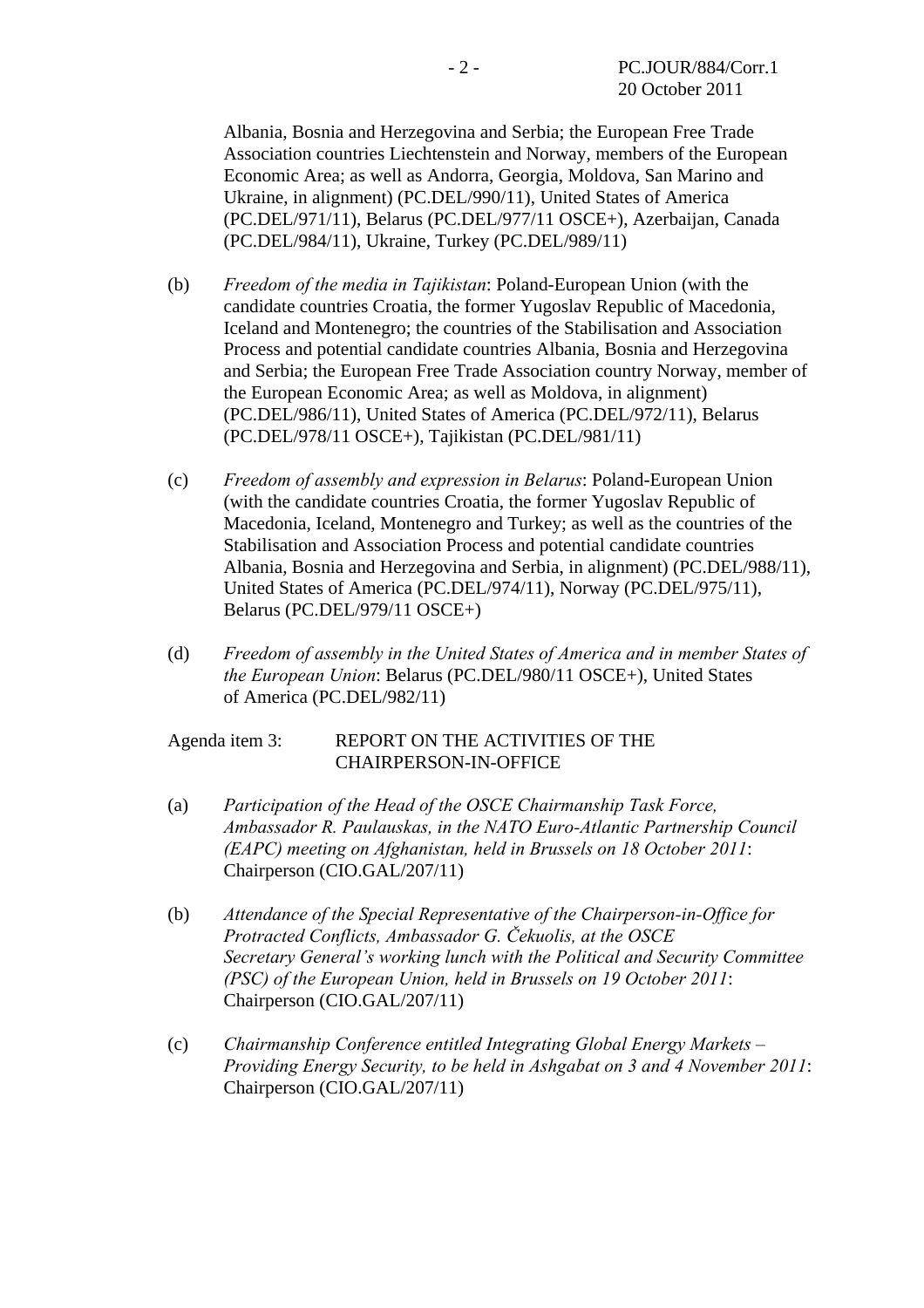Albania, Bosnia and Herzegovina and Serbia; the European Free Trade Association countries Liechtenstein and Norway, members of the European Economic Area; as well as Andorra, Georgia, Moldova, San Marino and Ukraine, in alignment) (PC.DEL/990/11), United States of America (PC.DEL/971/11), Belarus (PC.DEL/977/11 OSCE+), Azerbaijan, Canada (PC.DEL/984/11), Ukraine, Turkey (PC.DEL/989/11)

(b) *Freedom of the media in Tajikistan*: Poland-European Union (with the candidate countries Croatia, the former Yugoslav Republic of Macedonia, Iceland and Montenegro; the countries of the Stabilisation and Association Process and potential candidate countries Albania, Bosnia and Herzegovina and Serbia; the European Free Trade Association country Norway, member of the European Economic Area; as well as Moldova, in alignment) (PC.DEL/986/11), United States of America (PC.DEL/972/11), Belarus (PC.DEL/978/11 OSCE+), Tajikistan (PC.DEL/981/11)

(c) *Freedom of assembly and expression in Belarus*: Poland-European Union (with the candidate countries Croatia, the former Yugoslav Republic of Macedonia, Iceland, Montenegro and Turkey; as well as the countries of the Stabilisation and Association Process and potential candidate countries Albania, Bosnia and Herzegovina and Serbia, in alignment) (PC.DEL/988/11), United States of America (PC.DEL/974/11), Norway (PC.DEL/975/11), Belarus (PC.DEL/979/11 OSCE+)

(d) *Freedom of assembly in the United States of America and in member States of the European Union*: Belarus (PC.DEL/980/11 OSCE+), United States of America (PC.DEL/982/11)

Agenda item 3: REPORT ON THE ACTIVITIES OF THE CHAIRPERSON-IN-OFFICE

(a) *Participation of the Head of the OSCE Chairmanship Task Force, Ambassador R. Paulauskas, in the NATO Euro-Atlantic Partnership Council (EAPC) meeting on Afghanistan, held in Brussels on 18 October 2011*: Chairperson (CIO.GAL/207/11)

(b) *Attendance of the Special Representative of the Chairperson-in-Office for Protracted Conflicts, Ambassador G. Čekuolis, at the OSCE Secretary General's working lunch with the Political and Security Committee (PSC) of the European Union, held in Brussels on 19 October 2011*: Chairperson (CIO.GAL/207/11)

(c) *Chairmanship Conference entitled Integrating Global Energy Markets – Providing Energy Security, to be held in Ashgabat on 3 and 4 November 2011*: Chairperson (CIO.GAL/207/11)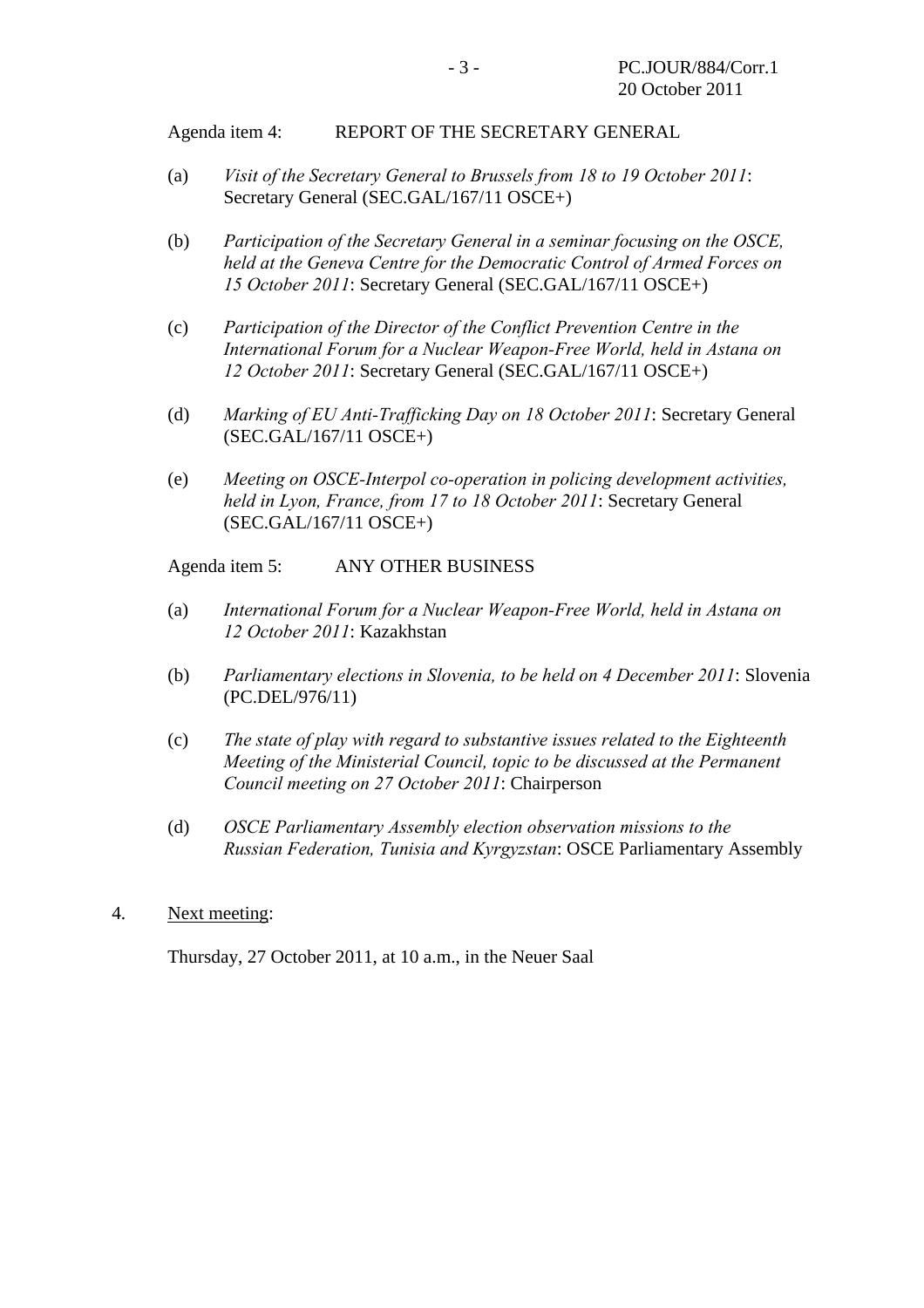Agenda item 4: REPORT OF THE SECRETARY GENERAL

(a) *Visit of the Secretary General to Brussels from 18 to 19 October 2011*: Secretary General (SEC.GAL/167/11 OSCE+)

(b) *Participation of the Secretary General in a seminar focusing on the OSCE, held at the Geneva Centre for the Democratic Control of Armed Forces on 15 October 2011*: Secretary General (SEC.GAL/167/11 OSCE+)

(c) *Participation of the Director of the Conflict Prevention Centre in the International Forum for a Nuclear Weapon-Free World, held in Astana on 12 October 2011*: Secretary General (SEC.GAL/167/11 OSCE+)

(d) *Marking of EU Anti-Trafficking Day on 18 October 2011*: Secretary General (SEC.GAL/167/11 OSCE+)

(e) *Meeting on OSCE-Interpol co-operation in policing development activities, held in Lyon, France, from 17 to 18 October 2011*: Secretary General (SEC.GAL/167/11 OSCE+)

Agenda item 5: ANY OTHER BUSINESS

(a) *International Forum for a Nuclear Weapon-Free World, held in Astana on 12 October 2011*: Kazakhstan

(b) *Parliamentary elections in Slovenia, to be held on 4 December 2011*: Slovenia (PC.DEL/976/11)

(c) *The state of play with regard to substantive issues related to the Eighteenth Meeting of the Ministerial Council, topic to be discussed at the Permanent Council meeting on 27 October 2011*: Chairperson

(d) *OSCE Parliamentary Assembly election observation missions to the Russian Federation, Tunisia and Kyrgyzstan*: OSCE Parliamentary Assembly

4. Next meeting:

Thursday, 27 October 2011, at 10 a.m., in the Neuer Saal